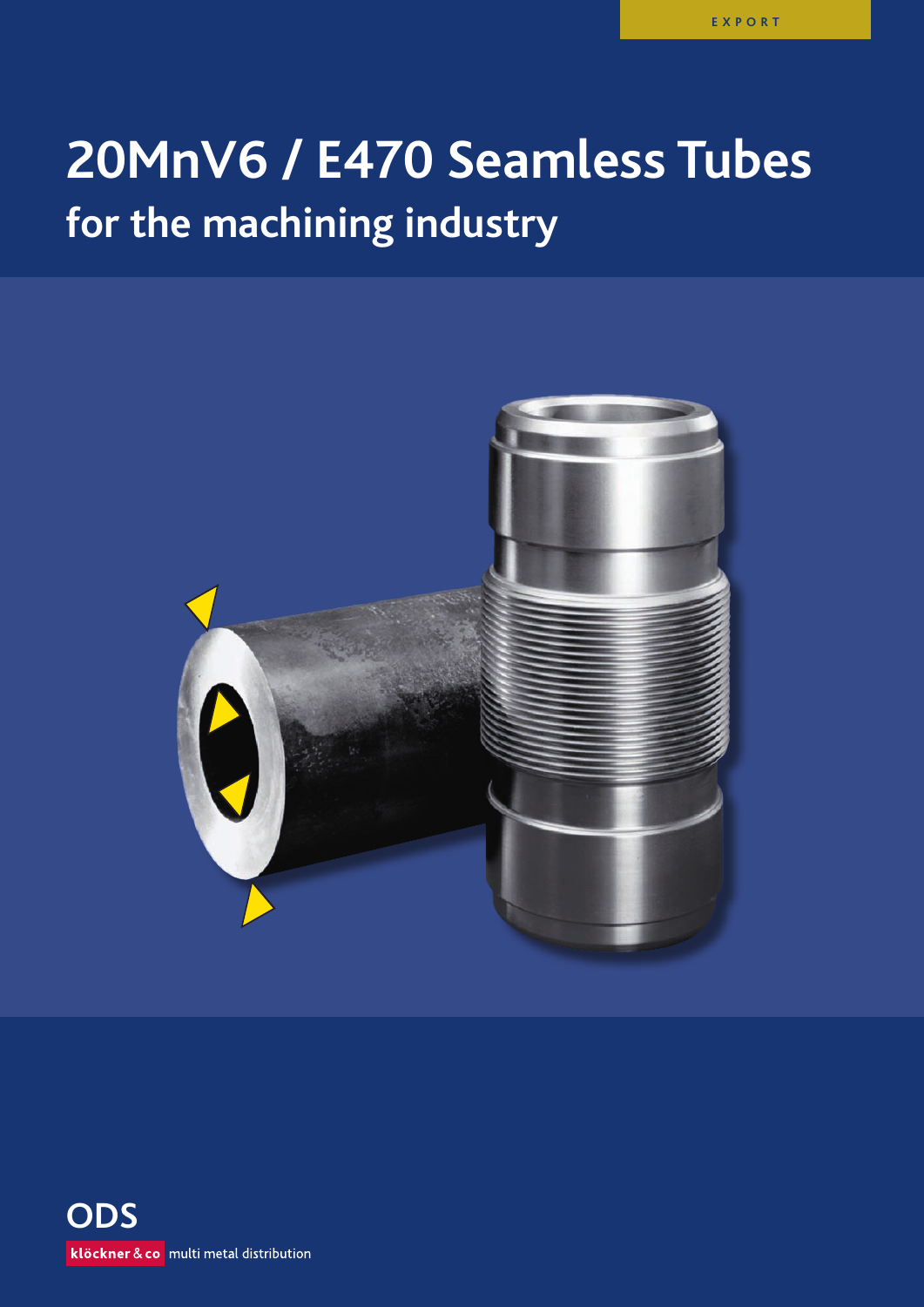EXPORT

# 20MnV6 / E470 Seamless Tubes

## for the machining industry

ODS

klöckner & co multi metal distribution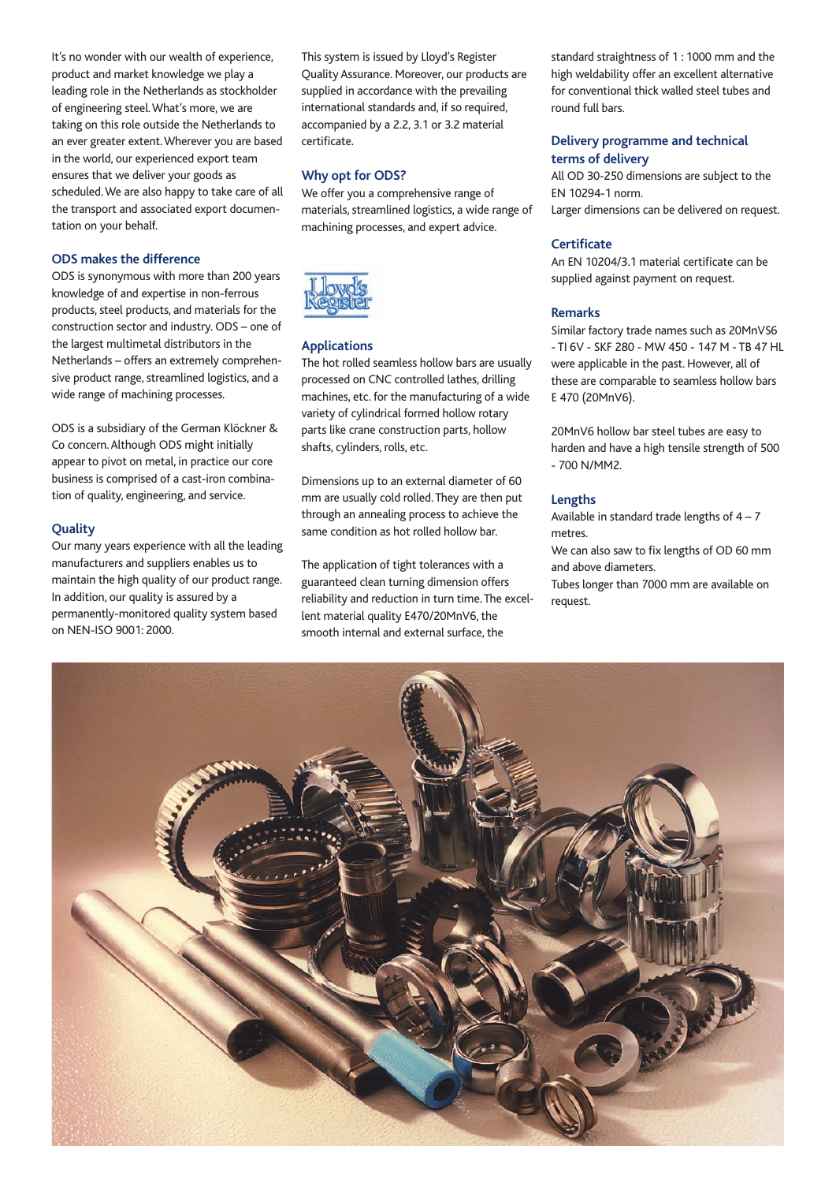It's no wonder with our wealth of experience, product and market knowledge we play a leading role in the Netherlands as stockholder of engineering steel. What's more, we are taking on this role outside the Netherlands to an ever greater extent. Wherever you are based in the world, our experienced export team ensures that we deliver your goods as scheduled. We are also happy to take care of all the transport and associated export documentation on your behalf.

### ODS makes the difference

ODS is synonymous with more than 200 years knowledge of and expertise in non-ferrous products, steel products, and materials for the construction sector and industry. ODS – one of the largest multimetal distributors in the Netherlands – offers an extremely comprehensive product range, streamlined logistics, and a wide range of machining processes.

ODS is a subsidiary of the German Klöckner & Co concern. Although ODS might initially appear to pivot on metal, in practice our core business is comprised of a cast-iron combination of quality, engineering, and service.

### Quality

Our many years experience with all the leading manufacturers and suppliers enables us to maintain the high quality of our product range. In addition, our quality is assured by a permanently-monitored quality system based on NEN-ISO 9001: 2000.

This system is issued by Lloyd's Register Quality Assurance. Moreover, our products are supplied in accordance with the prevailing international standards and, if so required, accompanied by a 2.2, 3.1 or 3.2 material certificate.

### Why opt for ODS?

We offer you a comprehensive range of materials, streamlined logistics, a wide range of machining processes, and expert advice.

Lloyd's Register

### Applications

The hot rolled seamless hollow bars are usually processed on CNC controlled lathes, drilling machines, etc. for the manufacturing of a wide variety of cylindrical formed hollow rotary parts like crane construction parts, hollow shafts, cylinders, rolls, etc.

Dimensions up to an external diameter of 60 mm are usually cold rolled. They are then put through an annealing process to achieve the same condition as hot rolled hollow bar.

The application of tight tolerances with a guaranteed clean turning dimension offers reliability and reduction in turn time. The excellent material quality E470/20MnV6, the smooth internal and external surface, the standard straightness of 1 : 1000 mm and the high weldability offer an excellent alternative for conventional thick walled steel tubes and round full bars.

### Delivery programme and technical terms of delivery

All OD 30-250 dimensions are subject to the EN 10294-1 norm.
Larger dimensions can be delivered on request.

### Certificate

An EN 10204/3.1 material certificate can be supplied against payment on request.

### Remarks

Similar factory trade names such as 20MnVS6 - TI 6V - SKF 280 - MW 450 - 147 M - TB 47 HL were applicable in the past. However, all of these are comparable to seamless hollow bars E 470 (20MnV6).

20MnV6 hollow bar steel tubes are easy to harden and have a high tensile strength of 500 - 700 N/MM2.

### Lengths

Available in standard trade lengths of 4 – 7 metres.
We can also saw to fix lengths of OD 60 mm and above diameters.
Tubes longer than 7000 mm are available on request.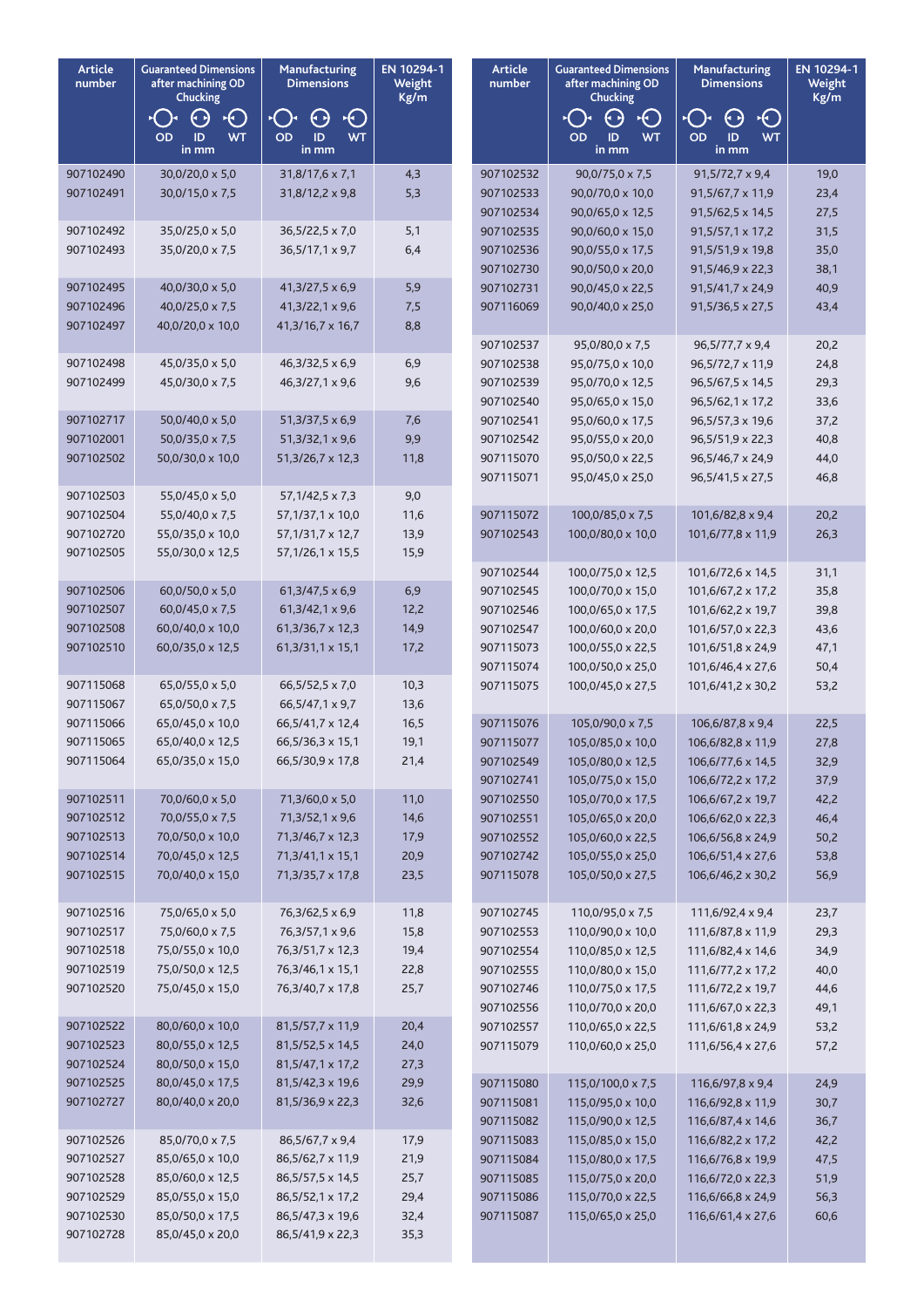| Article number | Guaranteed Dimensions after machining OD Chucking OD ID WT in mm | Manufacturing Dimensions OD ID WT in mm | EN 10294-1 Weight Kg/m |
|---|---|---|---|
| 907102490 | 30,0/20,0 x 5,0 | 31,8/17,6 x 7,1 | 4,3 |
| 907102491 | 30,0/15,0 x 7,5 | 31,8/12,2 x 9,8 | 5,3 |
| 907102492 | 35,0/25,0 x 5,0 | 36,5/22,5 x 7,0 | 5,1 |
| 907102493 | 35,0/20,0 x 7,5 | 36,5/17,1 x 9,7 | 6,4 |
| 907102495 | 40,0/30,0 x 5,0 | 41,3/27,5 x 6,9 | 5,9 |
| 907102496 | 40,0/25,0 x 7,5 | 41,3/22,1 x 9,6 | 7,5 |
| 907102497 | 40,0/20,0 x 10,0 | 41,3/16,7 x 16,7 | 8,8 |
| 907102498 | 45,0/35,0 x 5,0 | 46,3/32,5 x 6,9 | 6,9 |
| 907102499 | 45,0/30,0 x 7,5 | 46,3/27,1 x 9,6 | 9,6 |
| 907102717 | 50,0/40,0 x 5,0 | 51,3/37,5 x 6,9 | 7,6 |
| 907102001 | 50,0/35,0 x 7,5 | 51,3/32,1 x 9,6 | 9,9 |
| 907102502 | 50,0/30,0 x 10,0 | 51,3/26,7 x 12,3 | 11,8 |
| 907102503 | 55,0/45,0 x 5,0 | 57,1/42,5 x 7,3 | 9,0 |
| 907102504 | 55,0/40,0 x 7,5 | 57,1/37,1 x 10,0 | 11,6 |
| 907102720 | 55,0/35,0 x 10,0 | 57,1/31,7 x 12,7 | 13,9 |
| 907102505 | 55,0/30,0 x 12,5 | 57,1/26,1 x 15,5 | 15,9 |
| 907102506 | 60,0/50,0 x 5,0 | 61,3/47,5 x 6,9 | 6,9 |
| 907102507 | 60,0/45,0 x 7,5 | 61,3/42,1 x 9,6 | 12,2 |
| 907102508 | 60,0/40,0 x 10,0 | 61,3/36,7 x 12,3 | 14,9 |
| 907102510 | 60,0/35,0 x 12,5 | 61,3/31,1 x 15,1 | 17,2 |
| 907115068 | 65,0/55,0 x 5,0 | 66,5/52,5 x 7,0 | 10,3 |
| 907115067 | 65,0/50,0 x 7,5 | 66,5/47,1 x 9,7 | 13,6 |
| 907115066 | 65,0/45,0 x 10,0 | 66,5/41,7 x 12,4 | 16,5 |
| 907115065 | 65,0/40,0 x 12,5 | 66,5/36,3 x 15,1 | 19,1 |
| 907115064 | 65,0/35,0 x 15,0 | 66,5/30,9 x 17,8 | 21,4 |
| 907102511 | 70,0/60,0 x 5,0 | 71,3/60,0 x 5,0 | 11,0 |
| 907102512 | 70,0/55,0 x 7,5 | 71,3/52,1 x 9,6 | 14,6 |
| 907102513 | 70,0/50,0 x 10,0 | 71,3/46,7 x 12,3 | 17,9 |
| 907102514 | 70,0/45,0 x 12,5 | 71,3/41,1 x 15,1 | 20,9 |
| 907102515 | 70,0/40,0 x 15,0 | 71,3/35,7 x 17,8 | 23,5 |
| 907102516 | 75,0/65,0 x 5,0 | 76,3/62,5 x 6,9 | 11,8 |
| 907102517 | 75,0/60,0 x 7,5 | 76,3/57,1 x 9,6 | 15,8 |
| 907102518 | 75,0/55,0 x 10,0 | 76,3/51,7 x 12,3 | 19,4 |
| 907102519 | 75,0/50,0 x 12,5 | 76,3/46,1 x 15,1 | 22,8 |
| 907102520 | 75,0/45,0 x 15,0 | 76,3/40,7 x 17,8 | 25,7 |
| 907102522 | 80,0/60,0 x 10,0 | 81,5/57,7 x 11,9 | 20,4 |
| 907102523 | 80,0/55,0 x 12,5 | 81,5/52,5 x 14,5 | 24,0 |
| 907102524 | 80,0/50,0 x 15,0 | 81,5/47,1 x 17,2 | 27,3 |
| 907102525 | 80,0/45,0 x 17,5 | 81,5/42,3 x 19,6 | 29,9 |
| 907102727 | 80,0/40,0 x 20,0 | 81,5/36,9 x 22,3 | 32,6 |
| 907102526 | 85,0/70,0 x 7,5 | 86,5/67,7 x 9,4 | 17,9 |
| 907102527 | 85,0/65,0 x 10,0 | 86,5/62,7 x 11,9 | 21,9 |
| 907102528 | 85,0/60,0 x 12,5 | 86,5/57,5 x 14,5 | 25,7 |
| 907102529 | 85,0/55,0 x 15,0 | 86,5/52,1 x 17,2 | 29,4 |
| 907102530 | 85,0/50,0 x 17,5 | 86,5/47,3 x 19,6 | 32,4 |
| 907102728 | 85,0/45,0 x 20,0 | 86,5/41,9 x 22,3 | 35,3 |
| 907102532 | 90,0/75,0 x 7,5 | 91,5/72,7 x 9,4 | 19,0 |
| 907102533 | 90,0/70,0 x 10,0 | 91,5/67,7 x 11,9 | 23,4 |
| 907102534 | 90,0/65,0 x 12,5 | 91,5/62,5 x 14,5 | 27,5 |
| 907102535 | 90,0/60,0 x 15,0 | 91,5/57,1 x 17,2 | 31,5 |
| 907102536 | 90,0/55,0 x 17,5 | 91,5/51,9 x 19,8 | 35,0 |
| 907102730 | 90,0/50,0 x 20,0 | 91,5/46,9 x 22,3 | 38,1 |
| 907102731 | 90,0/45,0 x 22,5 | 91,5/41,7 x 24,9 | 40,9 |
| 907116069 | 90,0/40,0 x 25,0 | 91,5/36,5 x 27,5 | 43,4 |
| 907102537 | 95,0/80,0 x 7,5 | 96,5/77,7 x 9,4 | 20,2 |
| 907102538 | 95,0/75,0 x 10,0 | 96,5/72,7 x 11,9 | 24,8 |
| 907102539 | 95,0/70,0 x 12,5 | 96,5/67,5 x 14,5 | 29,3 |
| 907102540 | 95,0/65,0 x 15,0 | 96,5/62,1 x 17,2 | 33,6 |
| 907102541 | 95,0/60,0 x 17,5 | 96,5/57,3 x 19,6 | 37,2 |
| 907102542 | 95,0/55,0 x 20,0 | 96,5/51,9 x 22,3 | 40,8 |
| 907115070 | 95,0/50,0 x 22,5 | 96,5/46,7 x 24,9 | 44,0 |
| 907115071 | 95,0/45,0 x 25,0 | 96,5/41,5 x 27,5 | 46,8 |
| 907115072 | 100,0/85,0 x 7,5 | 101,6/82,8 x 9,4 | 20,2 |
| 907102543 | 100,0/80,0 x 10,0 | 101,6/77,8 x 11,9 | 26,3 |
| 907102544 | 100,0/75,0 x 12,5 | 101,6/72,6 x 14,5 | 31,1 |
| 907102545 | 100,0/70,0 x 15,0 | 101,6/67,2 x 17,2 | 35,8 |
| 907102546 | 100,0/65,0 x 17,5 | 101,6/62,2 x 19,7 | 39,8 |
| 907102547 | 100,0/60,0 x 20,0 | 101,6/57,0 x 22,3 | 43,6 |
| 907115073 | 100,0/55,0 x 22,5 | 101,6/51,8 x 24,9 | 47,1 |
| 907115074 | 100,0/50,0 x 25,0 | 101,6/46,4 x 27,6 | 50,4 |
| 907115075 | 100,0/45,0 x 27,5 | 101,6/41,2 x 30,2 | 53,2 |
| 907115076 | 105,0/90,0 x 7,5 | 106,6/87,8 x 9,4 | 22,5 |
| 907115077 | 105,0/85,0 x 10,0 | 106,6/82,8 x 11,9 | 27,8 |
| 907102549 | 105,0/80,0 x 12,5 | 106,6/77,6 x 14,5 | 32,9 |
| 907102741 | 105,0/75,0 x 15,0 | 106,6/72,2 x 17,2 | 37,9 |
| 907102550 | 105,0/70,0 x 17,5 | 106,6/67,2 x 19,7 | 42,2 |
| 907102551 | 105,0/65,0 x 20,0 | 106,6/62,0 x 22,3 | 46,4 |
| 907102552 | 105,0/60,0 x 22,5 | 106,6/56,8 x 24,9 | 50,2 |
| 907102742 | 105,0/55,0 x 25,0 | 106,6/51,4 x 27,6 | 53,8 |
| 907115078 | 105,0/50,0 x 27,5 | 106,6/46,2 x 30,2 | 56,9 |
| 907102745 | 110,0/95,0 x 7,5 | 111,6/92,4 x 9,4 | 23,7 |
| 907102553 | 110,0/90,0 x 10,0 | 111,6/87,8 x 11,9 | 29,3 |
| 907102554 | 110,0/85,0 x 12,5 | 111,6/82,4 x 14,6 | 34,9 |
| 907102555 | 110,0/80,0 x 15,0 | 111,6/77,2 x 17,2 | 40,0 |
| 907102746 | 110,0/75,0 x 17,5 | 111,6/72,2 x 19,7 | 44,6 |
| 907102556 | 110,0/70,0 x 20,0 | 111,6/67,0 x 22,3 | 49,1 |
| 907102557 | 110,0/65,0 x 22,5 | 111,6/61,8 x 24,9 | 53,2 |
| 907115079 | 110,0/60,0 x 25,0 | 111,6/56,4 x 27,6 | 57,2 |
| 907115080 | 115,0/100,0 x 7,5 | 116,6/97,8 x 9,4 | 24,9 |
| 907115081 | 115,0/95,0 x 10,0 | 116,6/92,8 x 11,9 | 30,7 |
| 907115082 | 115,0/90,0 x 12,5 | 116,6/87,4 x 14,6 | 36,7 |
| 907115083 | 115,0/85,0 x 15,0 | 116,6/82,2 x 17,2 | 42,2 |
| 907115084 | 115,0/80,0 x 17,5 | 116,6/76,8 x 19,9 | 47,5 |
| 907115085 | 115,0/75,0 x 20,0 | 116,6/72,0 x 22,3 | 51,9 |
| 907115086 | 115,0/70,0 x 22,5 | 116,6/66,8 x 24,9 | 56,3 |
| 907115087 | 115,0/65,0 x 25,0 | 116,6/61,4 x 27,6 | 60,6 |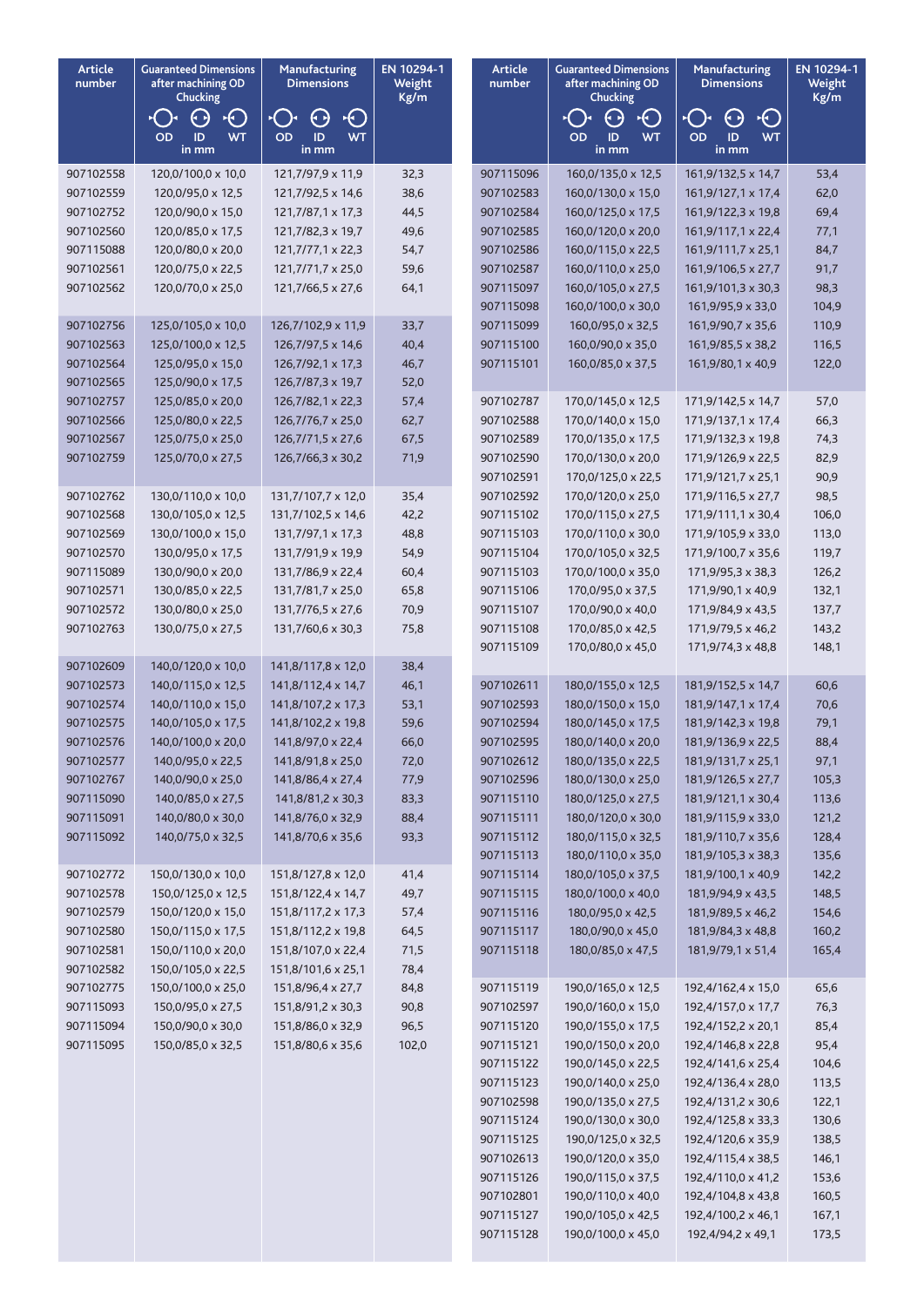| Article number | Guaranteed Dimensions after machining OD Chucking OD ID WT in mm | Manufacturing Dimensions OD ID WT in mm | EN 10294-1 Weight Kg/m |
|---|---|---|---|
| 907102558 | 120,0/100,0 x 10,0 | 121,7/97,9 x 11,9 | 32,3 |
| 907102559 | 120,0/95,0 x 12,5 | 121,7/92,5 x 14,6 | 38,6 |
| 907102752 | 120,0/90,0 x 15,0 | 121,7/87,1 x 17,3 | 44,5 |
| 907102560 | 120,0/85,0 x 17,5 | 121,7/82,3 x 19,7 | 49,6 |
| 907115088 | 120,0/80,0 x 20,0 | 121,7/77,1 x 22,3 | 54,7 |
| 907102561 | 120,0/75,0 x 22,5 | 121,7/71,7 x 25,0 | 59,6 |
| 907102562 | 120,0/70,0 x 25,0 | 121,7/66,5 x 27,6 | 64,1 |
| 907102756 | 125,0/105,0 x 10,0 | 126,7/102,9 x 11,9 | 33,7 |
| 907102563 | 125,0/100,0 x 12,5 | 126,7/97,5 x 14,6 | 40,4 |
| 907102564 | 125,0/95,0 x 15,0 | 126,7/92,1 x 17,3 | 46,7 |
| 907102565 | 125,0/90,0 x 17,5 | 126,7/87,3 x 19,7 | 52,0 |
| 907102757 | 125,0/85,0 x 20,0 | 126,7/82,1 x 22,3 | 57,4 |
| 907102566 | 125,0/80,0 x 22,5 | 126,7/76,7 x 25,0 | 62,7 |
| 907102567 | 125,0/75,0 x 25,0 | 126,7/71,5 x 27,6 | 67,5 |
| 907102759 | 125,0/70,0 x 27,5 | 126,7/66,3 x 30,2 | 71,9 |
| 907102762 | 130,0/110,0 x 10,0 | 131,7/107,7 x 12,0 | 35,4 |
| 907102568 | 130,0/105,0 x 12,5 | 131,7/102,5 x 14,6 | 42,2 |
| 907102569 | 130,0/100,0 x 15,0 | 131,7/97,1 x 17,3 | 48,8 |
| 907102570 | 130,0/95,0 x 17,5 | 131,7/91,9 x 19,9 | 54,9 |
| 907115089 | 130,0/90,0 x 20,0 | 131,7/86,9 x 22,4 | 60,4 |
| 907102571 | 130,0/85,0 x 22,5 | 131,7/81,7 x 25,0 | 65,8 |
| 907102572 | 130,0/80,0 x 25,0 | 131,7/76,5 x 27,6 | 70,9 |
| 907102763 | 130,0/75,0 x 27,5 | 131,7/60,6 x 30,3 | 75,8 |
| 907102609 | 140,0/120,0 x 10,0 | 141,8/117,8 x 12,0 | 38,4 |
| 907102573 | 140,0/115,0 x 12,5 | 141,8/112,4 x 14,7 | 46,1 |
| 907102574 | 140,0/110,0 x 15,0 | 141,8/107,2 x 17,3 | 53,1 |
| 907102575 | 140,0/105,0 x 17,5 | 141,8/102,2 x 19,8 | 59,6 |
| 907102576 | 140,0/100,0 x 20,0 | 141,8/97,0 x 22,4 | 66,0 |
| 907102577 | 140,0/95,0 x 22,5 | 141,8/91,8 x 25,0 | 72,0 |
| 907102767 | 140,0/90,0 x 25,0 | 141,8/86,4 x 27,4 | 77,9 |
| 907115090 | 140,0/85,0 x 27,5 | 141,8/81,2 x 30,3 | 83,3 |
| 907115091 | 140,0/80,0 x 30,0 | 141,8/76,0 x 32,9 | 88,4 |
| 907115092 | 140,0/75,0 x 32,5 | 141,8/70,6 x 35,6 | 93,3 |
| 907102772 | 150,0/130,0 x 10,0 | 151,8/127,8 x 12,0 | 41,4 |
| 907102578 | 150,0/125,0 x 12,5 | 151,8/122,4 x 14,7 | 49,7 |
| 907102579 | 150,0/120,0 x 15,0 | 151,8/117,2 x 17,3 | 57,4 |
| 907102580 | 150,0/115,0 x 17,5 | 151,8/112,2 x 19,8 | 64,5 |
| 907102581 | 150,0/110,0 x 20,0 | 151,8/107,0 x 22,4 | 71,5 |
| 907102582 | 150,0/105,0 x 22,5 | 151,8/101,6 x 25,1 | 78,4 |
| 907102775 | 150,0/100,0 x 25,0 | 151,8/96,4 x 27,7 | 84,8 |
| 907115093 | 150,0/95,0 x 27,5 | 151,8/91,2 x 30,3 | 90,8 |
| 907115094 | 150,0/90,0 x 30,0 | 151,8/86,0 x 32,9 | 96,5 |
| 907115095 | 150,0/85,0 x 32,5 | 151,8/80,6 x 35,6 | 102,0 |

| Article number | Guaranteed Dimensions after machining OD Chucking OD ID WT in mm | Manufacturing Dimensions OD ID WT in mm | EN 10294-1 Weight Kg/m |
|---|---|---|---|
| 907115096 | 160,0/135,0 x 12,5 | 161,9/132,5 x 14,7 | 53,4 |
| 907102583 | 160,0/130,0 x 15,0 | 161,9/127,1 x 17,4 | 62,0 |
| 907102584 | 160,0/125,0 x 17,5 | 161,9/122,3 x 19,8 | 69,4 |
| 907102585 | 160,0/120,0 x 20,0 | 161,9/117,1 x 22,4 | 77,1 |
| 907102586 | 160,0/115,0 x 22,5 | 161,9/111,7 x 25,1 | 84,7 |
| 907102587 | 160,0/110,0 x 25,0 | 161,9/106,5 x 27,7 | 91,7 |
| 907115097 | 160,0/105,0 x 27,5 | 161,9/101,3 x 30,3 | 98,3 |
| 907115098 | 160,0/100,0 x 30,0 | 161,9/95,9 x 33,0 | 104,9 |
| 907115099 | 160,0/95,0 x 32,5 | 161,9/90,7 x 35,6 | 110,9 |
| 907115100 | 160,0/90,0 x 35,0 | 161,9/85,5 x 38,2 | 116,5 |
| 907115101 | 160,0/85,0 x 37,5 | 161,9/80,1 x 40,9 | 122,0 |
| 907102787 | 170,0/145,0 x 12,5 | 171,9/142,5 x 14,7 | 57,0 |
| 907102588 | 170,0/140,0 x 15,0 | 171,9/137,1 x 17,4 | 66,3 |
| 907102589 | 170,0/135,0 x 17,5 | 171,9/132,3 x 19,8 | 74,3 |
| 907102590 | 170,0/130,0 x 20,0 | 171,9/126,9 x 22,5 | 82,9 |
| 907102591 | 170,0/125,0 x 22,5 | 171,9/121,7 x 25,1 | 90,9 |
| 907102592 | 170,0/120,0 x 25,0 | 171,9/116,5 x 27,7 | 98,5 |
| 907115102 | 170,0/115,0 x 27,5 | 171,9/111,1 x 30,4 | 106,0 |
| 907115103 | 170,0/110,0 x 30,0 | 171,9/105,9 x 33,0 | 113,0 |
| 907115104 | 170,0/105,0 x 32,5 | 171,9/100,7 x 35,6 | 119,7 |
| 907115103 | 170,0/100,0 x 35,0 | 171,9/95,3 x 38,3 | 126,2 |
| 907115106 | 170,0/95,0 x 37,5 | 171,9/90,1 x 40,9 | 132,1 |
| 907115107 | 170,0/90,0 x 40,0 | 171,9/84,9 x 43,5 | 137,7 |
| 907115108 | 170,0/85,0 x 42,5 | 171,9/79,5 x 46,2 | 143,2 |
| 907115109 | 170,0/80,0 x 45,0 | 171,9/74,3 x 48,8 | 148,1 |
| 907102611 | 180,0/155,0 x 12,5 | 181,9/152,5 x 14,7 | 60,6 |
| 907102593 | 180,0/150,0 x 15,0 | 181,9/147,1 x 17,4 | 70,6 |
| 907102594 | 180,0/145,0 x 17,5 | 181,9/142,3 x 19,8 | 79,1 |
| 907102595 | 180,0/140,0 x 20,0 | 181,9/136,9 x 22,5 | 88,4 |
| 907102612 | 180,0/135,0 x 22,5 | 181,9/131,7 x 25,1 | 97,1 |
| 907102596 | 180,0/130,0 x 25,0 | 181,9/126,5 x 27,7 | 105,3 |
| 907115110 | 180,0/125,0 x 27,5 | 181,9/121,1 x 30,4 | 113,6 |
| 907115111 | 180,0/120,0 x 30,0 | 181,9/115,9 x 33,0 | 121,2 |
| 907115112 | 180,0/115,0 x 32,5 | 181,9/110,7 x 35,6 | 128,4 |
| 907115113 | 180,0/110,0 x 35,0 | 181,9/105,3 x 38,3 | 135,6 |
| 907115114 | 180,0/105,0 x 37,5 | 181,9/100,1 x 40,9 | 142,2 |
| 907115115 | 180,0/100,0 x 40,0 | 181,9/94,9 x 43,5 | 148,5 |
| 907115116 | 180,0/95,0 x 42,5 | 181,9/89,5 x 46,2 | 154,6 |
| 907115117 | 180,0/90,0 x 45,0 | 181,9/84,3 x 48,8 | 160,2 |
| 907115118 | 180,0/85,0 x 47,5 | 181,9/79,1 x 51,4 | 165,4 |
| 907115119 | 190,0/165,0 x 12,5 | 192,4/162,4 x 15,0 | 65,6 |
| 907102597 | 190,0/160,0 x 15,0 | 192,4/157,0 x 17,7 | 76,3 |
| 907115120 | 190,0/155,0 x 17,5 | 192,4/152,2 x 20,1 | 85,4 |
| 907115121 | 190,0/150,0 x 20,0 | 192,4/146,8 x 22,8 | 95,4 |
| 907115122 | 190,0/145,0 x 22,5 | 192,4/141,6 x 25,4 | 104,6 |
| 907115123 | 190,0/140,0 x 25,0 | 192,4/136,4 x 28,0 | 113,5 |
| 907102598 | 190,0/135,0 x 27,5 | 192,4/131,2 x 30,6 | 122,1 |
| 907115124 | 190,0/130,0 x 30,0 | 192,4/125,8 x 33,3 | 130,6 |
| 907115125 | 190,0/125,0 x 32,5 | 192,4/120,6 x 35,9 | 138,5 |
| 907102613 | 190,0/120,0 x 35,0 | 192,4/115,4 x 38,5 | 146,1 |
| 907115126 | 190,0/115,0 x 37,5 | 192,4/110,0 x 41,2 | 153,6 |
| 907102801 | 190,0/110,0 x 40,0 | 192,4/104,8 x 43,8 | 160,5 |
| 907115127 | 190,0/105,0 x 42,5 | 192,4/100,2 x 46,1 | 167,1 |
| 907115128 | 190,0/100,0 x 45,0 | 192,4/94,2 x 49,1 | 173,5 |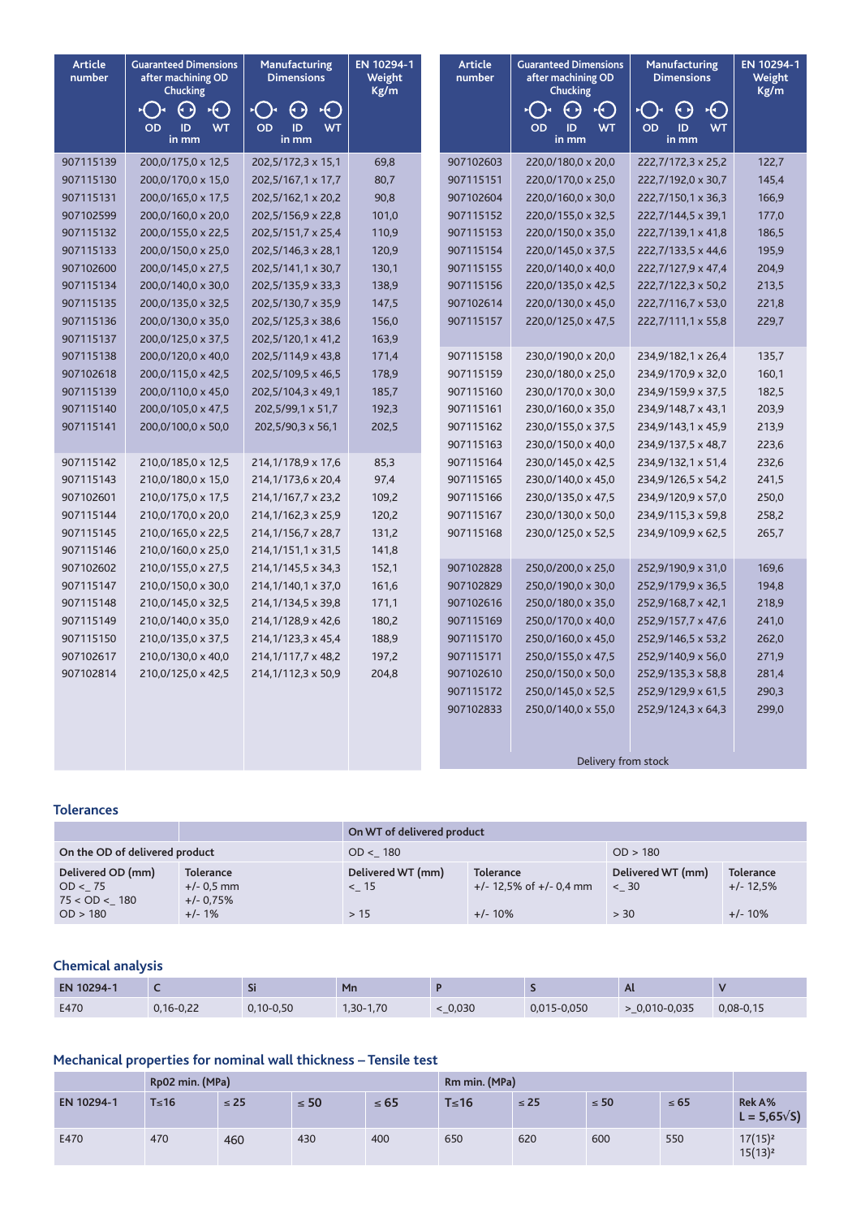| Article number | Guaranteed Dimensions after machining OD Chucking OD ID WT in mm | Manufacturing Dimensions OD ID WT in mm | EN 10294-1 Weight Kg/m |
|---|---|---|---|
| 907115139 | 200,0/175,0 x 12,5 | 202,5/172,3 x 15,1 | 69,8 |
| 907115130 | 200,0/170,0 x 15,0 | 202,5/167,1 x 17,7 | 80,7 |
| 907115131 | 200,0/165,0 x 17,5 | 202,5/162,1 x 20,2 | 90,8 |
| 907102599 | 200,0/160,0 x 20,0 | 202,5/156,9 x 22,8 | 101,0 |
| 907115132 | 200,0/155,0 x 22,5 | 202,5/151,7 x 25,4 | 110,9 |
| 907115133 | 200,0/150,0 x 25,0 | 202,5/146,3 x 28,1 | 120,9 |
| 907102600 | 200,0/145,0 x 27,5 | 202,5/141,1 x 30,7 | 130,1 |
| 907115134 | 200,0/140,0 x 30,0 | 202,5/135,9 x 33,3 | 138,9 |
| 907115135 | 200,0/135,0 x 32,5 | 202,5/130,7 x 35,9 | 147,5 |
| 907115136 | 200,0/130,0 x 35,0 | 202,5/125,3 x 38,6 | 156,0 |
| 907115137 | 200,0/125,0 x 37,5 | 202,5/120,1 x 41,2 | 163,9 |
| 907115138 | 200,0/120,0 x 40,0 | 202,5/114,9 x 43,8 | 171,4 |
| 907102618 | 200,0/115,0 x 42,5 | 202,5/109,5 x 46,5 | 178,9 |
| 907115139 | 200,0/110,0 x 45,0 | 202,5/104,3 x 49,1 | 185,7 |
| 907115140 | 200,0/105,0 x 47,5 | 202,5/99,1 x 51,7 | 192,3 |
| 907115141 | 200,0/100,0 x 50,0 | 202,5/90,3 x 56,1 | 202,5 |
| 907115142 | 210,0/185,0 x 12,5 | 214,1/178,9 x 17,6 | 85,3 |
| 907115143 | 210,0/180,0 x 15,0 | 214,1/173,6 x 20,4 | 97,4 |
| 907102601 | 210,0/175,0 x 17,5 | 214,1/167,7 x 23,2 | 109,2 |
| 907115144 | 210,0/170,0 x 20,0 | 214,1/162,3 x 25,9 | 120,2 |
| 907115145 | 210,0/165,0 x 22,5 | 214,1/156,7 x 28,7 | 131,2 |
| 907115146 | 210,0/160,0 x 25,0 | 214,1/151,1 x 31,5 | 141,8 |
| 907102602 | 210,0/155,0 x 27,5 | 214,1/145,5 x 34,3 | 152,1 |
| 907115147 | 210,0/150,0 x 30,0 | 214,1/140,1 x 37,0 | 161,6 |
| 907115148 | 210,0/145,0 x 32,5 | 214,1/134,5 x 39,8 | 171,1 |
| 907115149 | 210,0/140,0 x 35,0 | 214,1/128,9 x 42,6 | 180,2 |
| 907115150 | 210,0/135,0 x 37,5 | 214,1/123,3 x 45,4 | 188,9 |
| 907102617 | 210,0/130,0 x 40,0 | 214,1/117,7 x 48,2 | 197,2 |
| 907102814 | 210,0/125,0 x 42,5 | 214,1/112,3 x 50,9 | 204,8 |

| Article number | Guaranteed Dimensions after machining OD Chucking OD ID WT in mm | Manufacturing Dimensions OD ID WT in mm | EN 10294-1 Weight Kg/m |
|---|---|---|---|
| 907102603 | 220,0/180,0 x 20,0 | 222,7/172,3 x 25,2 | 122,7 |
| 907115151 | 220,0/170,0 x 25,0 | 222,7/192,0 x 30,7 | 145,4 |
| 907102604 | 220,0/160,0 x 30,0 | 222,7/150,1 x 36,3 | 166,9 |
| 907115152 | 220,0/155,0 x 32,5 | 222,7/144,5 x 39,1 | 177,0 |
| 907115153 | 220,0/150,0 x 35,0 | 222,7/139,1 x 41,8 | 186,5 |
| 907115154 | 220,0/145,0 x 37,5 | 222,7/133,5 x 44,6 | 195,9 |
| 907115155 | 220,0/140,0 x 40,0 | 222,7/127,9 x 47,4 | 204,9 |
| 907115156 | 220,0/135,0 x 42,5 | 222,7/122,3 x 50,2 | 213,5 |
| 907102614 | 220,0/130,0 x 45,0 | 222,7/116,7 x 53,0 | 221,8 |
| 907115157 | 220,0/125,0 x 47,5 | 222,7/111,1 x 55,8 | 229,7 |
| 907115158 | 230,0/190,0 x 20,0 | 234,9/182,1 x 26,4 | 135,7 |
| 907115159 | 230,0/180,0 x 25,0 | 234,9/170,9 x 32,0 | 160,1 |
| 907115160 | 230,0/170,0 x 30,0 | 234,9/159,9 x 37,5 | 182,5 |
| 907115161 | 230,0/160,0 x 35,0 | 234,9/148,7 x 43,1 | 203,9 |
| 907115162 | 230,0/155,0 x 37,5 | 234,9/143,1 x 45,9 | 213,9 |
| 907115163 | 230,0/150,0 x 40,0 | 234,9/137,5 x 48,7 | 223,6 |
| 907115164 | 230,0/145,0 x 42,5 | 234,9/132,1 x 51,4 | 232,6 |
| 907115165 | 230,0/140,0 x 45,0 | 234,9/126,5 x 54,2 | 241,5 |
| 907115166 | 230,0/135,0 x 47,5 | 234,9/120,9 x 57,0 | 250,0 |
| 907115167 | 230,0/130,0 x 50,0 | 234,9/115,3 x 59,8 | 258,2 |
| 907115168 | 230,0/125,0 x 52,5 | 234,9/109,9 x 62,5 | 265,7 |
| 907102828 | 250,0/200,0 x 25,0 | 252,9/190,9 x 31,0 | 169,6 |
| 907102829 | 250,0/190,0 x 30,0 | 252,9/179,9 x 36,5 | 194,8 |
| 907102616 | 250,0/180,0 x 35,0 | 252,9/168,7 x 42,1 | 218,9 |
| 907102609 | 250,0/170,0 x 40,0 | 252,9/157,7 x 47,6 | 241,0 |
| 907115170 | 250,0/160,0 x 45,0 | 252,9/146,5 x 53,2 | 262,0 |
| 907115171 | 250,0/155,0 x 47,5 | 252,9/140,9 x 56,0 | 271,9 |
| 907102610 | 250,0/150,0 x 50,0 | 252,9/135,3 x 58,8 | 281,4 |
| 907115172 | 250,0/145,0 x 52,5 | 252,9/129,9 x 61,5 | 290,3 |
| 907102833 | 250,0/140,0 x 55,0 | 252,9/124,3 x 64,3 | 299,0 |

Delivery from stock

## Tolerances

| | | On WT of delivered product | | | |
|---|---|---|---|---|---|
| On the OD of delivered product | | OD <_ 180 | | OD > 180 | |
| Delivered OD (mm) | Tolerance | Delivered WT (mm) | Tolerance | Delivered WT (mm) | Tolerance |
| OD <_ 75 | +/- 0,5 mm | <_ 15 | +/- 12,5% of +/- 0,4 mm | <_ 30 | +/- 12,5% |
| 75 < OD <_ 180 | +/- 0,75% | | | | |
| OD > 180 | +/- 1% | > 15 | +/- 10% | > 30 | +/- 10% |

## Chemical analysis

| EN 10294-1 | C | Si | Mn | P | S | Al | V |
|---|---|---|---|---|---|---|---|
| E470 | 0,16-0,22 | 0,10-0,50 | 1,30-1,70 | <_0,030 | 0,015-0,050 | >_0,010-0,035 | 0,08-0,15 |

## Mechanical properties for nominal wall thickness – Tensile test

| | Rp02 min. (MPa) | | | | Rm min. (MPa) | | | | |
|---|---|---|---|---|---|---|---|---|---|
| EN 10294-1 | T≤16 | ≤ 25 | ≤ 50 | ≤ 65 | T≤16 | ≤ 25 | ≤ 50 | ≤ 65 | Rek A% $L = 5{,}65\sqrt{S}$ |
| E470 | 470 | 460 | 430 | 400 | 650 | 620 | 600 | 550 | 17(15)² 15(13)² |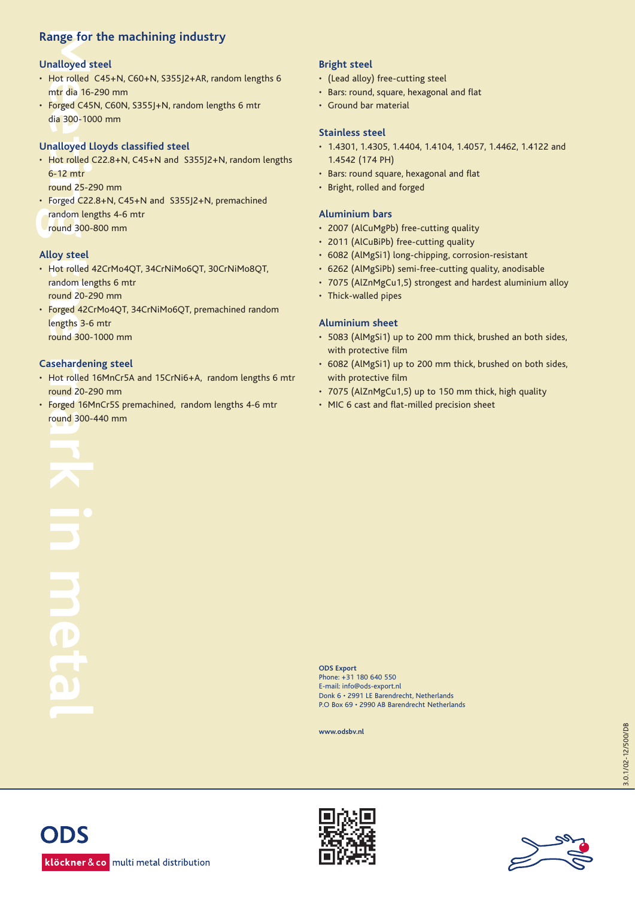## Range for the machining industry

### Unalloyed steel

- Hot rolled C45+N, C60+N, S355J2+AR, random lengths 6 mtr dia 16-290 mm
- Forged C45N, C60N, S355J+N, random lengths 6 mtr dia 300-1000 mm

### Unalloyed Lloyds classified steel

- Hot rolled C22.8+N, C45+N and S355J2+N, random lengths 6-12 mtr
  round 25-290 mm
- Forged C22.8+N, C45+N and S355J2+N, premachined random lengths 4-6 mtr
  round 300-800 mm

### Alloy steel

- Hot rolled 42CrMo4QT, 34CrNiMo6QT, 30CrNiMo8QT, random lengths 6 mtr
  round 20-290 mm
- Forged 42CrMo4QT, 34CrNiMo6QT, premachined random lengths 3-6 mtr
  round 300-1000 mm

### Casehardening steel

- Hot rolled 16MnCr5A and 15CrNi6+A, random lengths 6 mtr
  round 20-290 mm
- Forged 16MnCr5S premachined, random lengths 4-6 mtr
  round 300-440 mm

### Bright steel

- (Lead alloy) free-cutting steel
- Bars: round, square, hexagonal and flat
- Ground bar material

### Stainless steel

- 1.4301, 1.4305, 1.4404, 1.4104, 1.4057, 1.4462, 1.4122 and 1.4542 (174 PH)
- Bars: round square, hexagonal and flat
- Bright, rolled and forged

### Aluminium bars

- 2007 (AlCuMgPb) free-cutting quality
- 2011 (AlCuBiPb) free-cutting quality
- 6082 (AlMgSi1) long-chipping, corrosion-resistant
- 6262 (AlMgSiPb) semi-free-cutting quality, anodisable
- 7075 (AlZnMgCu1,5) strongest and hardest aluminium alloy
- Thick-walled pipes

### Aluminium sheet

- 5083 (AlMgSi1) up to 200 mm thick, brushed an both sides, with protective film
- 6082 (AlMgSi1) up to 200 mm thick, brushed on both sides, with protective film
- 7075 (AlZnMgCu1,5) up to 150 mm thick, high quality
- MIC 6 cast and flat-milled precision sheet

**ODS Export**
Phone: +31 180 640 550
E-mail: info@ods-export.nl
Donk 6 • 2991 LE Barendrecht, Netherlands
P.O Box 69 • 2990 AB Barendrecht Netherlands

**www.odsbv.nl**

3.0.1/02-12/500/DB

ODS
klöckner & co multi metal distribution